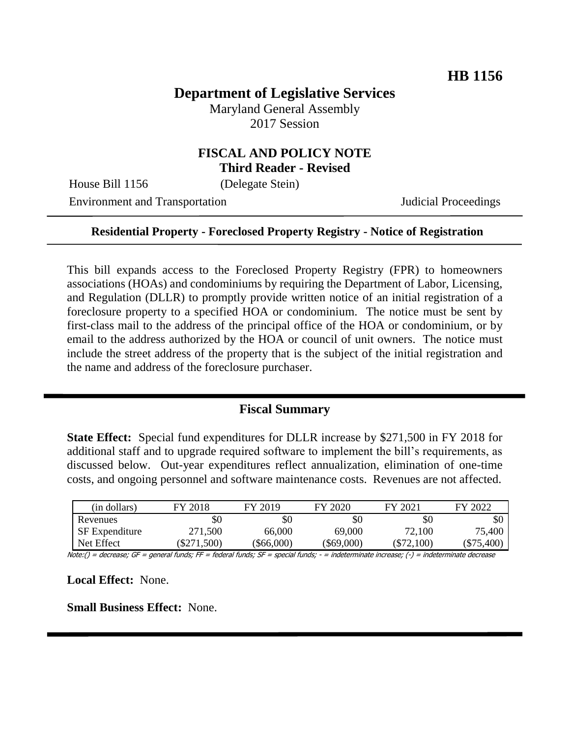**HB 1156**

# Department of Legislative Services

Maryland General Assembly
2017 Session

## FISCAL AND POLICY NOTE
**Third Reader - Revised**

House Bill 1156 (Delegate Stein)

Environment and Transportation Judicial Proceedings

---

**Residential Property - Foreclosed Property Registry - Notice of Registration**

---

This bill expands access to the Foreclosed Property Registry (FPR) to homeowners associations (HOAs) and condominiums by requiring the Department of Labor, Licensing, and Regulation (DLLR) to promptly provide written notice of an initial registration of a foreclosure property to a specified HOA or condominium. The notice must be sent by first-class mail to the address of the principal office of the HOA or condominium, or by email to the address authorized by the HOA or council of unit owners. The notice must include the street address of the property that is the subject of the initial registration and the name and address of the foreclosure purchaser.

---

## Fiscal Summary

**State Effect:** Special fund expenditures for DLLR increase by $271,500 in FY 2018 for additional staff and to upgrade required software to implement the bill's requirements, as discussed below. Out-year expenditures reflect annualization, elimination of one-time costs, and ongoing personnel and software maintenance costs. Revenues are not affected.

| (in dollars) | FY 2018 | FY 2019 | FY 2020 | FY 2021 | FY 2022 |
|---|---|---|---|---|---|
| Revenues | $0 | $0 | $0 | $0 | $0 |
| SF Expenditure | 271,500 | 66,000 | 69,000 | 72,100 | 75,400 |
| Net Effect | ($271,500) | ($66,000) | ($69,000) | ($72,100) | ($75,400) |

Note:() = decrease; GF = general funds; FF = federal funds; SF = special funds; - = indeterminate increase; (-) = indeterminate decrease

**Local Effect:** None.

**Small Business Effect:** None.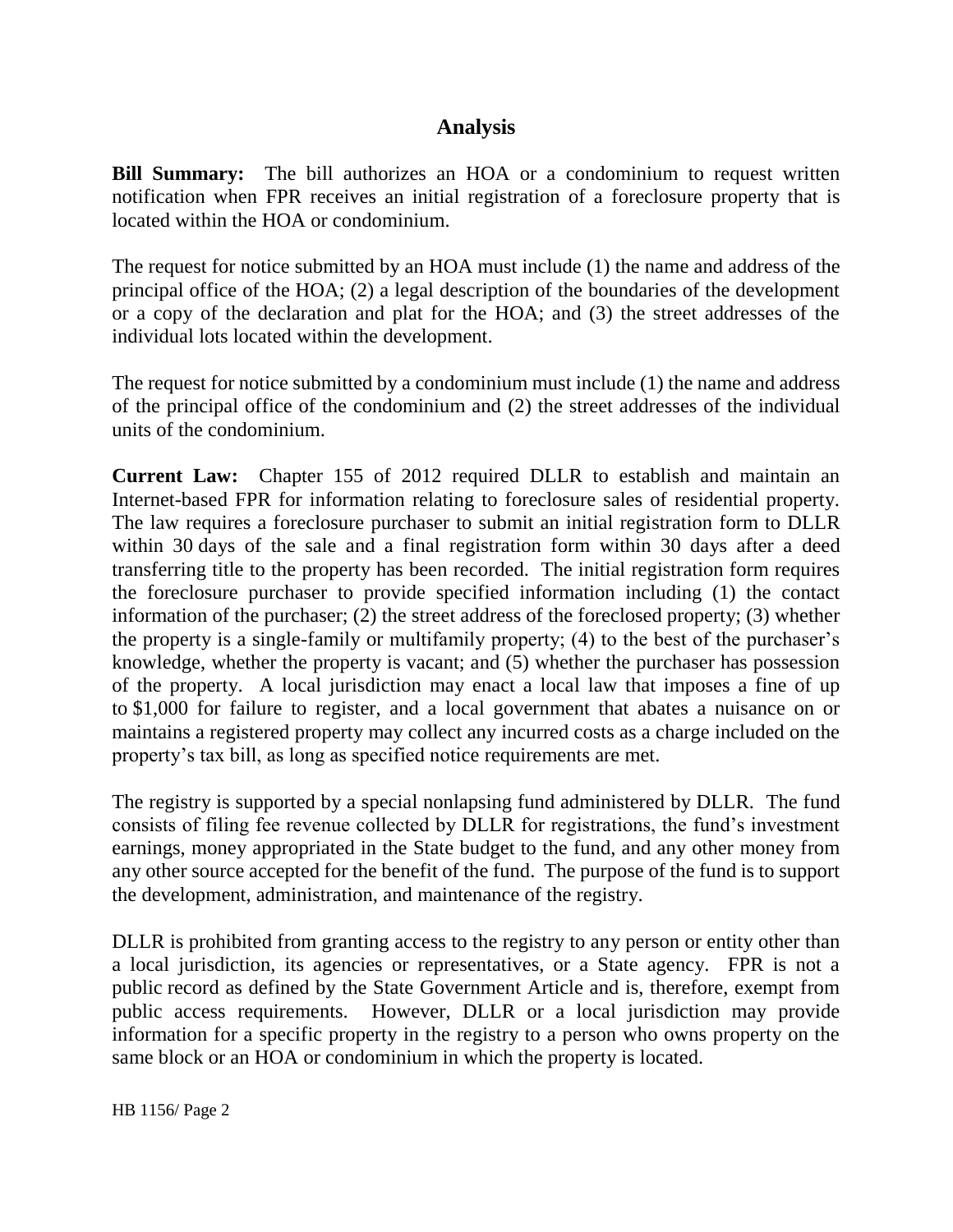## Analysis

**Bill Summary:** The bill authorizes an HOA or a condominium to request written notification when FPR receives an initial registration of a foreclosure property that is located within the HOA or condominium.

The request for notice submitted by an HOA must include (1) the name and address of the principal office of the HOA; (2) a legal description of the boundaries of the development or a copy of the declaration and plat for the HOA; and (3) the street addresses of the individual lots located within the development.

The request for notice submitted by a condominium must include (1) the name and address of the principal office of the condominium and (2) the street addresses of the individual units of the condominium.

**Current Law:** Chapter 155 of 2012 required DLLR to establish and maintain an Internet-based FPR for information relating to foreclosure sales of residential property. The law requires a foreclosure purchaser to submit an initial registration form to DLLR within 30 days of the sale and a final registration form within 30 days after a deed transferring title to the property has been recorded. The initial registration form requires the foreclosure purchaser to provide specified information including (1) the contact information of the purchaser; (2) the street address of the foreclosed property; (3) whether the property is a single-family or multifamily property; (4) to the best of the purchaser's knowledge, whether the property is vacant; and (5) whether the purchaser has possession of the property. A local jurisdiction may enact a local law that imposes a fine of up to $1,000 for failure to register, and a local government that abates a nuisance on or maintains a registered property may collect any incurred costs as a charge included on the property's tax bill, as long as specified notice requirements are met.

The registry is supported by a special nonlapsing fund administered by DLLR. The fund consists of filing fee revenue collected by DLLR for registrations, the fund's investment earnings, money appropriated in the State budget to the fund, and any other money from any other source accepted for the benefit of the fund. The purpose of the fund is to support the development, administration, and maintenance of the registry.

DLLR is prohibited from granting access to the registry to any person or entity other than a local jurisdiction, its agencies or representatives, or a State agency. FPR is not a public record as defined by the State Government Article and is, therefore, exempt from public access requirements. However, DLLR or a local jurisdiction may provide information for a specific property in the registry to a person who owns property on the same block or an HOA or condominium in which the property is located.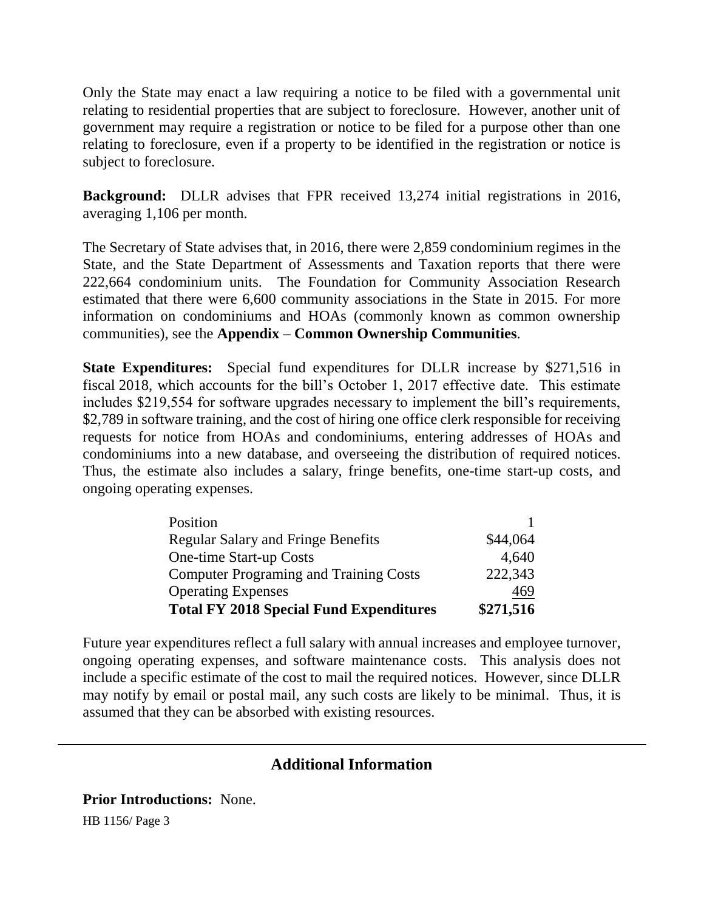Only the State may enact a law requiring a notice to be filed with a governmental unit relating to residential properties that are subject to foreclosure. However, another unit of government may require a registration or notice to be filed for a purpose other than one relating to foreclosure, even if a property to be identified in the registration or notice is subject to foreclosure.

**Background:** DLLR advises that FPR received 13,274 initial registrations in 2016, averaging 1,106 per month.

The Secretary of State advises that, in 2016, there were 2,859 condominium regimes in the State, and the State Department of Assessments and Taxation reports that there were 222,664 condominium units. The Foundation for Community Association Research estimated that there were 6,600 community associations in the State in 2015. For more information on condominiums and HOAs (commonly known as common ownership communities), see the **Appendix – Common Ownership Communities**.

**State Expenditures:** Special fund expenditures for DLLR increase by $271,516 in fiscal 2018, which accounts for the bill's October 1, 2017 effective date. This estimate includes $219,554 for software upgrades necessary to implement the bill's requirements, $2,789 in software training, and the cost of hiring one office clerk responsible for receiving requests for notice from HOAs and condominiums, entering addresses of HOAs and condominiums into a new database, and overseeing the distribution of required notices. Thus, the estimate also includes a salary, fringe benefits, one-time start-up costs, and ongoing operating expenses.

| | |
|---|---:|
| Position | 1 |
| Regular Salary and Fringe Benefits | $44,064 |
| One-time Start-up Costs | 4,640 |
| Computer Programing and Training Costs | 222,343 |
| Operating Expenses | 469 |
| **Total FY 2018 Special Fund Expenditures** | **$271,516** |

Future year expenditures reflect a full salary with annual increases and employee turnover, ongoing operating expenses, and software maintenance costs. This analysis does not include a specific estimate of the cost to mail the required notices. However, since DLLR may notify by email or postal mail, any such costs are likely to be minimal. Thus, it is assumed that they can be absorbed with existing resources.

## Additional Information

**Prior Introductions:** None.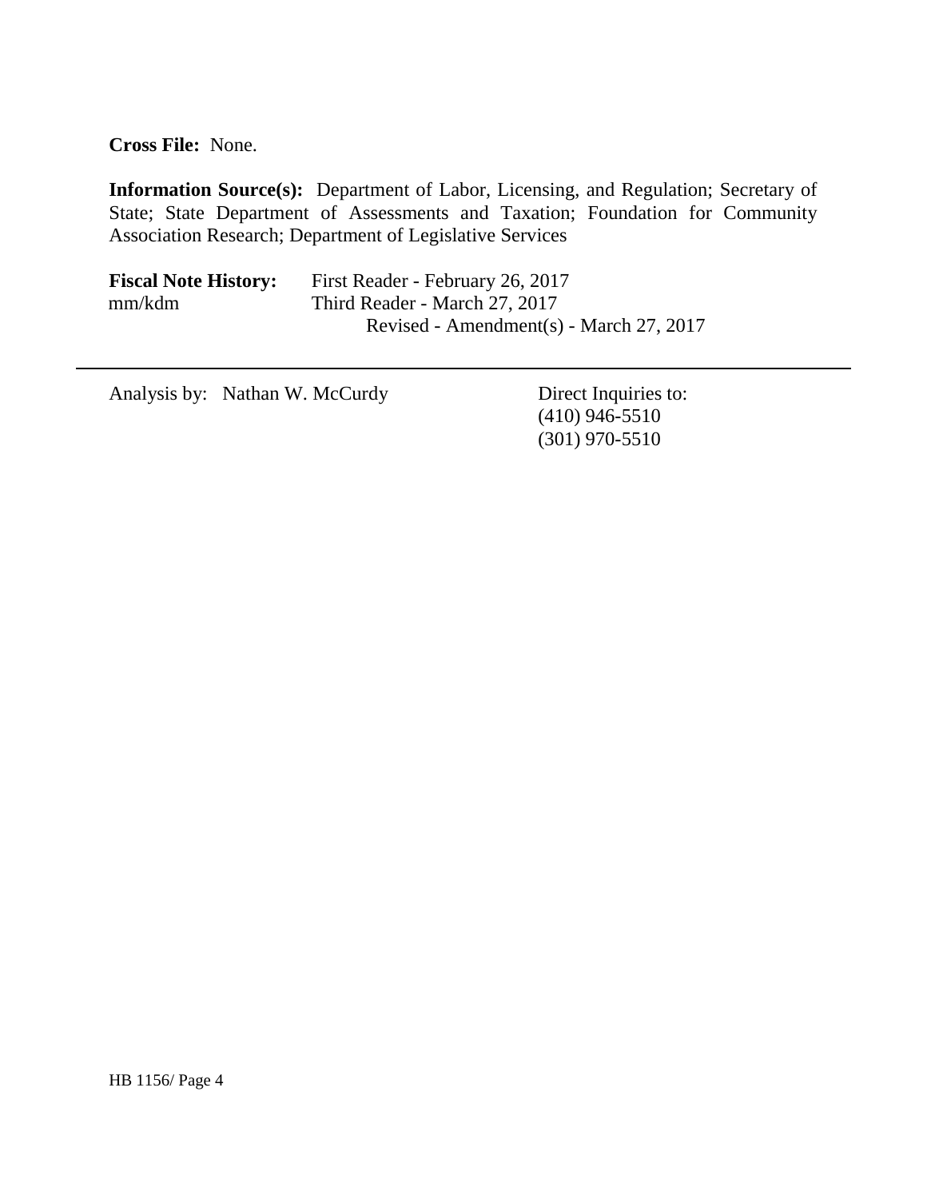**Cross File:** None.

**Information Source(s):** Department of Labor, Licensing, and Regulation; Secretary of State; State Department of Assessments and Taxation; Foundation for Community Association Research; Department of Legislative Services

**Fiscal Note History:** First Reader - February 26, 2017
mm/kdm Third Reader - March 27, 2017
Revised - Amendment(s) - March 27, 2017

---

Analysis by: Nathan W. McCurdy

Direct Inquiries to:
(410) 946-5510
(301) 970-5510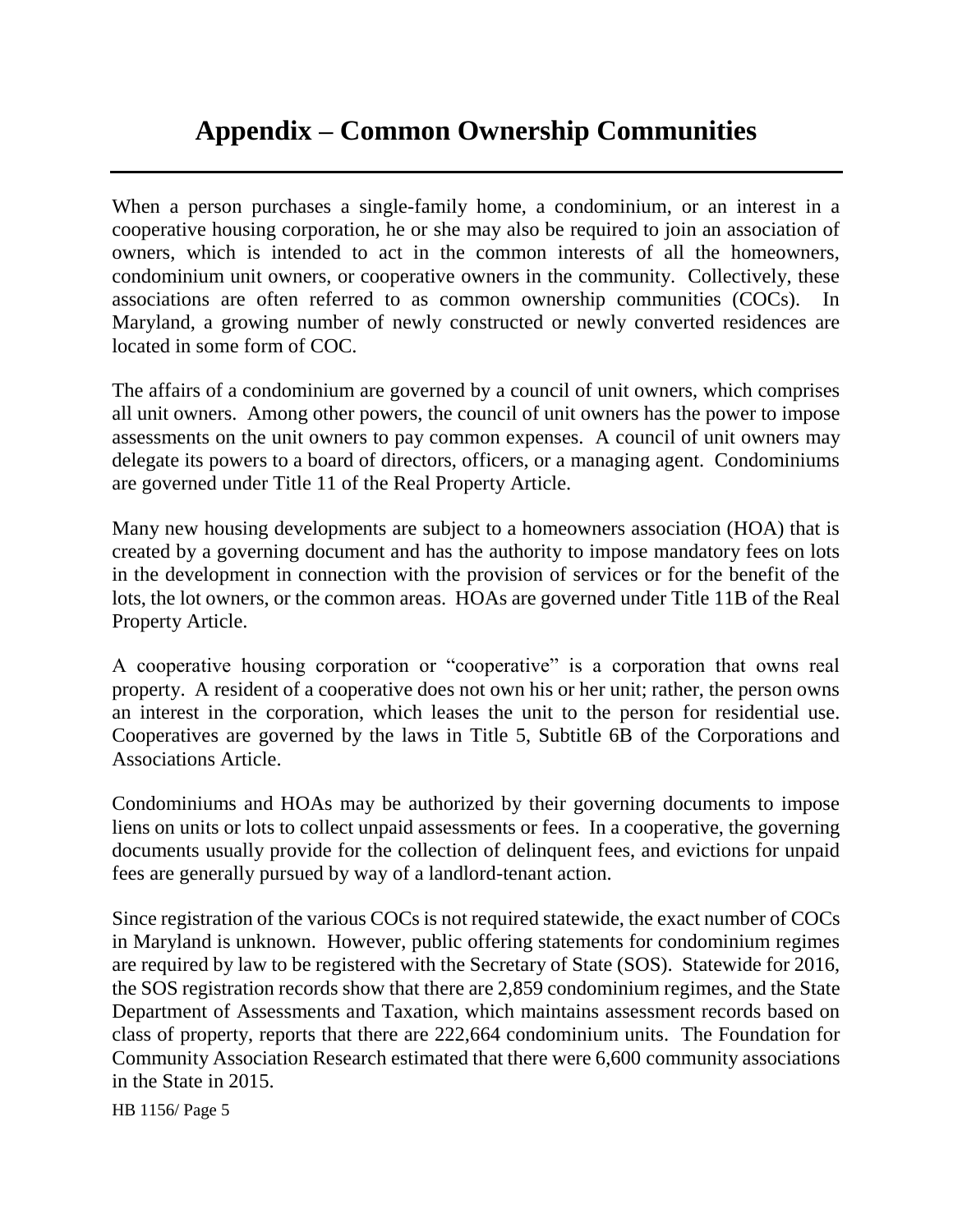# Appendix – Common Ownership Communities

When a person purchases a single-family home, a condominium, or an interest in a cooperative housing corporation, he or she may also be required to join an association of owners, which is intended to act in the common interests of all the homeowners, condominium unit owners, or cooperative owners in the community. Collectively, these associations are often referred to as common ownership communities (COCs). In Maryland, a growing number of newly constructed or newly converted residences are located in some form of COC.

The affairs of a condominium are governed by a council of unit owners, which comprises all unit owners. Among other powers, the council of unit owners has the power to impose assessments on the unit owners to pay common expenses. A council of unit owners may delegate its powers to a board of directors, officers, or a managing agent. Condominiums are governed under Title 11 of the Real Property Article.

Many new housing developments are subject to a homeowners association (HOA) that is created by a governing document and has the authority to impose mandatory fees on lots in the development in connection with the provision of services or for the benefit of the lots, the lot owners, or the common areas. HOAs are governed under Title 11B of the Real Property Article.

A cooperative housing corporation or "cooperative" is a corporation that owns real property. A resident of a cooperative does not own his or her unit; rather, the person owns an interest in the corporation, which leases the unit to the person for residential use. Cooperatives are governed by the laws in Title 5, Subtitle 6B of the Corporations and Associations Article.

Condominiums and HOAs may be authorized by their governing documents to impose liens on units or lots to collect unpaid assessments or fees. In a cooperative, the governing documents usually provide for the collection of delinquent fees, and evictions for unpaid fees are generally pursued by way of a landlord-tenant action.

Since registration of the various COCs is not required statewide, the exact number of COCs in Maryland is unknown. However, public offering statements for condominium regimes are required by law to be registered with the Secretary of State (SOS). Statewide for 2016, the SOS registration records show that there are 2,859 condominium regimes, and the State Department of Assessments and Taxation, which maintains assessment records based on class of property, reports that there are 222,664 condominium units. The Foundation for Community Association Research estimated that there were 6,600 community associations in the State in 2015.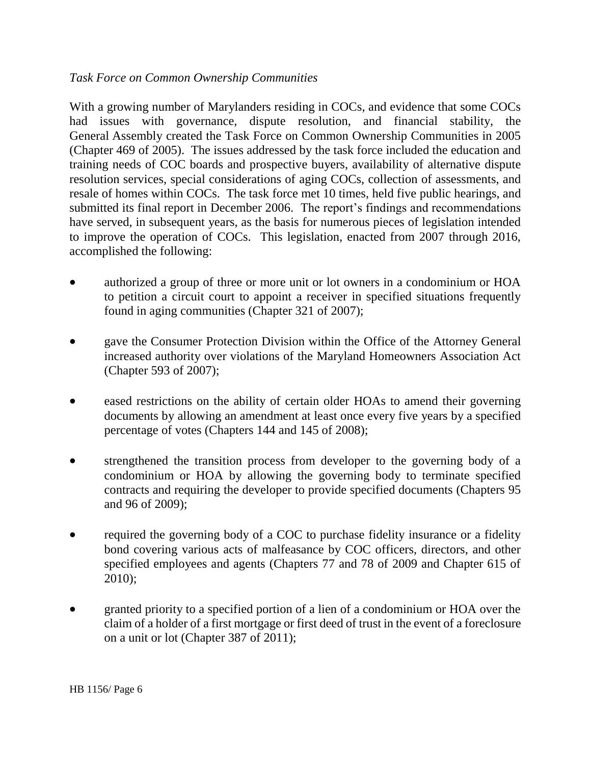*Task Force on Common Ownership Communities*

With a growing number of Marylanders residing in COCs, and evidence that some COCs had issues with governance, dispute resolution, and financial stability, the General Assembly created the Task Force on Common Ownership Communities in 2005 (Chapter 469 of 2005). The issues addressed by the task force included the education and training needs of COC boards and prospective buyers, availability of alternative dispute resolution services, special considerations of aging COCs, collection of assessments, and resale of homes within COCs. The task force met 10 times, held five public hearings, and submitted its final report in December 2006. The report's findings and recommendations have served, in subsequent years, as the basis for numerous pieces of legislation intended to improve the operation of COCs. This legislation, enacted from 2007 through 2016, accomplished the following:

- authorized a group of three or more unit or lot owners in a condominium or HOA to petition a circuit court to appoint a receiver in specified situations frequently found in aging communities (Chapter 321 of 2007);
- gave the Consumer Protection Division within the Office of the Attorney General increased authority over violations of the Maryland Homeowners Association Act (Chapter 593 of 2007);
- eased restrictions on the ability of certain older HOAs to amend their governing documents by allowing an amendment at least once every five years by a specified percentage of votes (Chapters 144 and 145 of 2008);
- strengthened the transition process from developer to the governing body of a condominium or HOA by allowing the governing body to terminate specified contracts and requiring the developer to provide specified documents (Chapters 95 and 96 of 2009);
- required the governing body of a COC to purchase fidelity insurance or a fidelity bond covering various acts of malfeasance by COC officers, directors, and other specified employees and agents (Chapters 77 and 78 of 2009 and Chapter 615 of 2010);
- granted priority to a specified portion of a lien of a condominium or HOA over the claim of a holder of a first mortgage or first deed of trust in the event of a foreclosure on a unit or lot (Chapter 387 of 2011);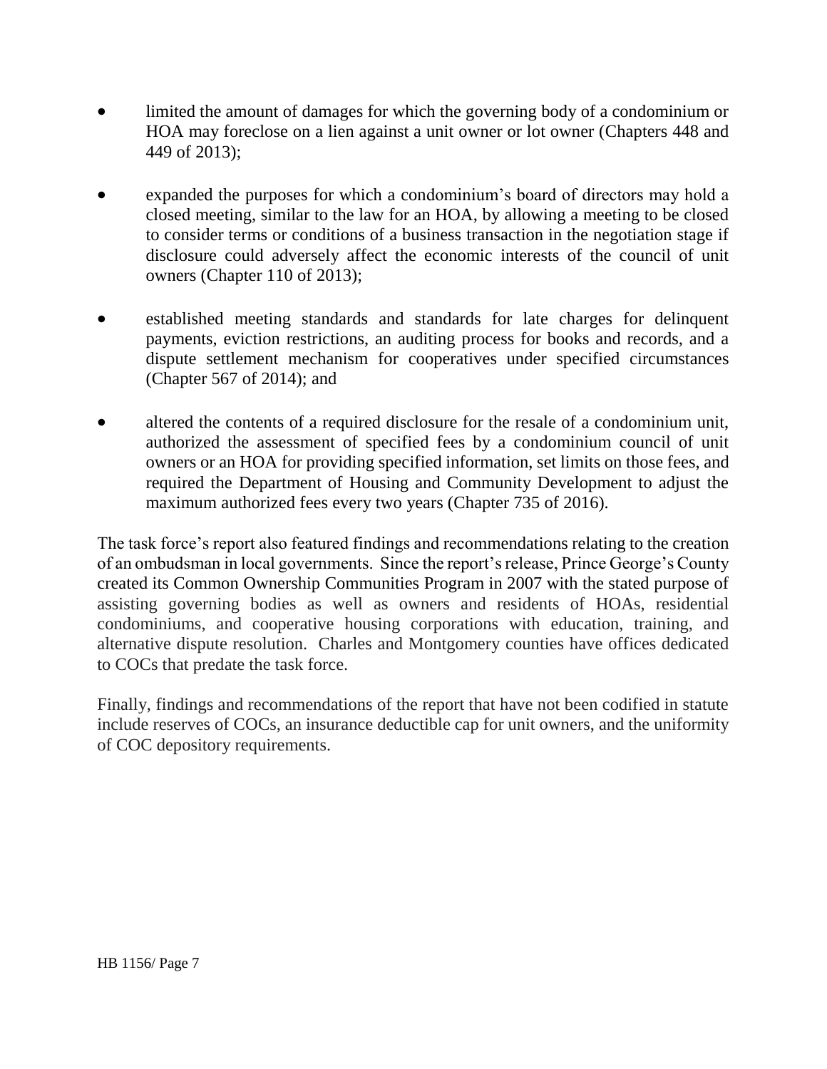- limited the amount of damages for which the governing body of a condominium or HOA may foreclose on a lien against a unit owner or lot owner (Chapters 448 and 449 of 2013);
- expanded the purposes for which a condominium's board of directors may hold a closed meeting, similar to the law for an HOA, by allowing a meeting to be closed to consider terms or conditions of a business transaction in the negotiation stage if disclosure could adversely affect the economic interests of the council of unit owners (Chapter 110 of 2013);
- established meeting standards and standards for late charges for delinquent payments, eviction restrictions, an auditing process for books and records, and a dispute settlement mechanism for cooperatives under specified circumstances (Chapter 567 of 2014); and
- altered the contents of a required disclosure for the resale of a condominium unit, authorized the assessment of specified fees by a condominium council of unit owners or an HOA for providing specified information, set limits on those fees, and required the Department of Housing and Community Development to adjust the maximum authorized fees every two years (Chapter 735 of 2016).

The task force's report also featured findings and recommendations relating to the creation of an ombudsman in local governments. Since the report's release, Prince George's County created its Common Ownership Communities Program in 2007 with the stated purpose of assisting governing bodies as well as owners and residents of HOAs, residential condominiums, and cooperative housing corporations with education, training, and alternative dispute resolution. Charles and Montgomery counties have offices dedicated to COCs that predate the task force.

Finally, findings and recommendations of the report that have not been codified in statute include reserves of COCs, an insurance deductible cap for unit owners, and the uniformity of COC depository requirements.